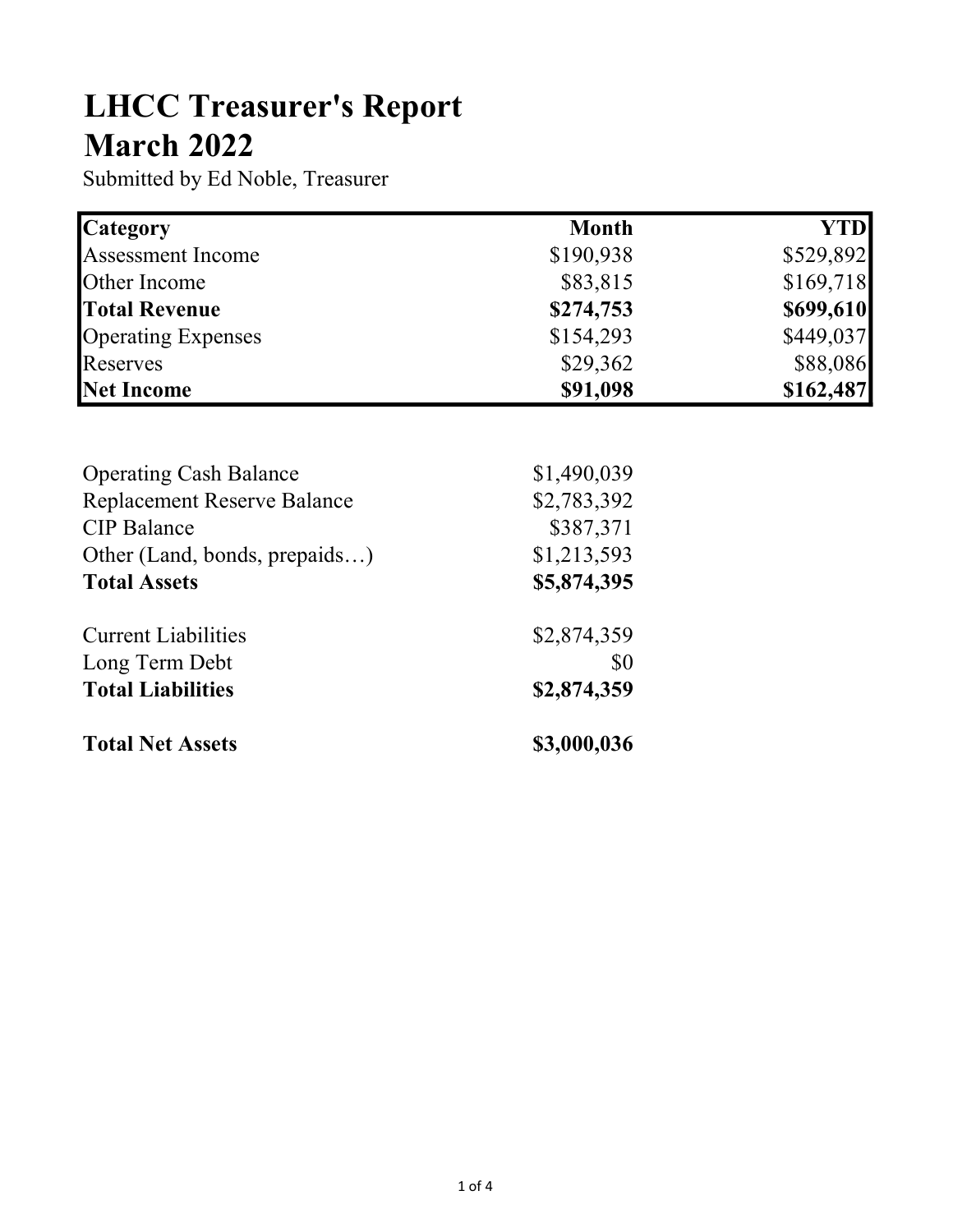# LHCC Treasurer's Report
# March 2022

Submitted by Ed Noble, Treasurer

| **Category** | **Month** | **YTD** |
|---|---|---|
| Assessment Income | $190,938 | $529,892 |
| Other Income | $83,815 | $169,718 |
| **Total Revenue** | **$274,753** | **$699,610** |
| Operating Expenses | $154,293 | $449,037 |
| Reserves | $29,362 | $88,086 |
| **Net Income** | **$91,098** | **$162,487** |

| | |
|---|---|
| Operating Cash Balance | $1,490,039 |
| Replacement Reserve Balance | $2,783,392 |
| CIP Balance | $387,371 |
| Other (Land, bonds, prepaids…) | $1,213,593 |
| **Total Assets** | **$5,874,395** |
| | |
| Current Liabilities | $2,874,359 |
| Long Term Debt | $0 |
| **Total Liabilities** | **$2,874,359** |
| | |
| **Total Net Assets** | **$3,000,036** |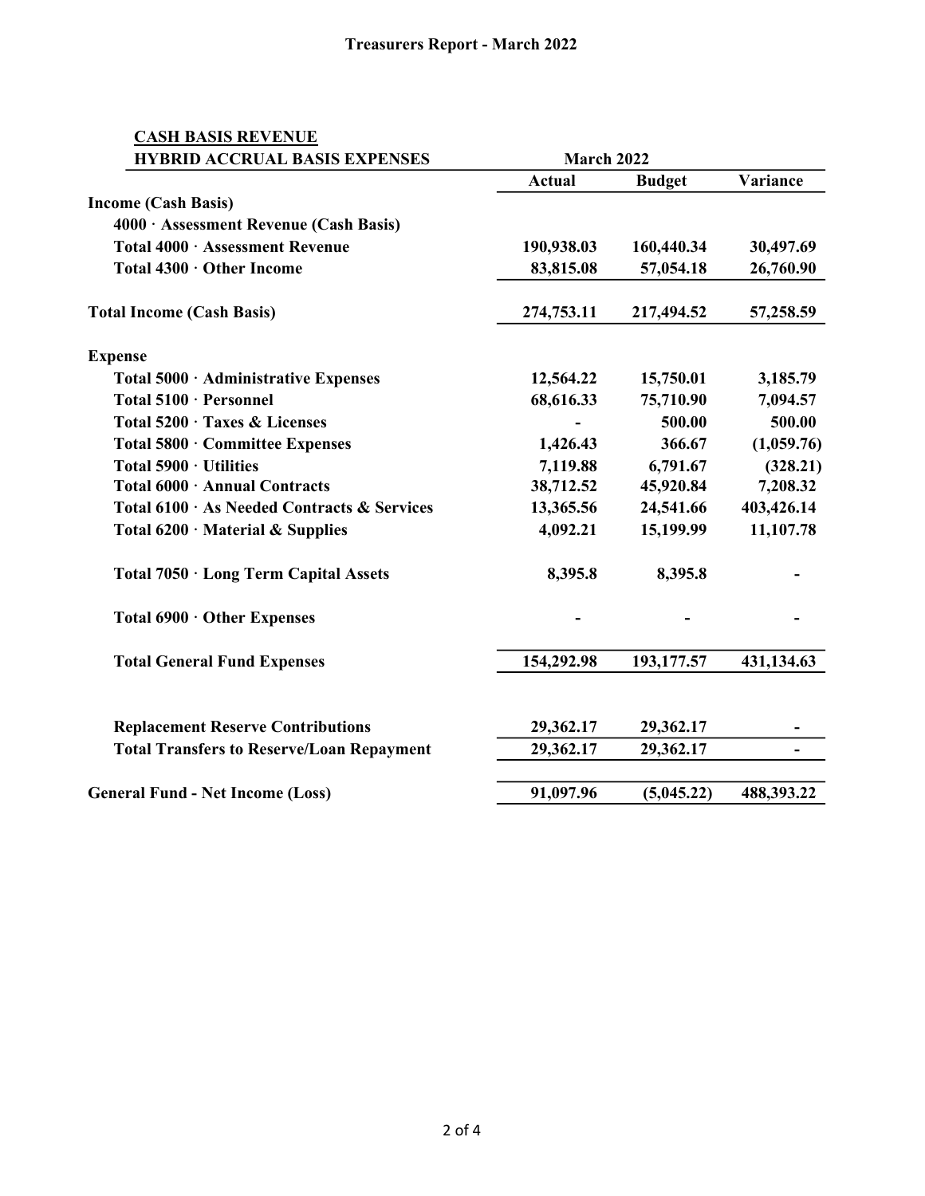# Treasurers Report - March 2022

| CASH BASIS REVENUE<br>HYBRID ACCRUAL BASIS EXPENSES | March 2022 | | |
|---|---|---|---|
| | **Actual** | **Budget** | **Variance** |
| **Income (Cash Basis)** | | | |
| **4000 · Assessment Revenue (Cash Basis)** | | | |
| **Total 4000 · Assessment Revenue** | 190,938.03 | 160,440.34 | 30,497.69 |
| **Total 4300 · Other Income** | 83,815.08 | 57,054.18 | 26,760.90 |
| **Total Income (Cash Basis)** | 274,753.11 | 217,494.52 | 57,258.59 |
| **Expense** | | | |
| **Total 5000 · Administrative Expenses** | 12,564.22 | 15,750.01 | 3,185.79 |
| **Total 5100 · Personnel** | 68,616.33 | 75,710.90 | 7,094.57 |
| **Total 5200 · Taxes & Licenses** | - | 500.00 | 500.00 |
| **Total 5800 · Committee Expenses** | 1,426.43 | 366.67 | (1,059.76) |
| **Total 5900 · Utilities** | 7,119.88 | 6,791.67 | (328.21) |
| **Total 6000 · Annual Contracts** | 38,712.52 | 45,920.84 | 7,208.32 |
| **Total 6100 · As Needed Contracts & Services** | 13,365.56 | 24,541.66 | 403,426.14 |
| **Total 6200 · Material & Supplies** | 4,092.21 | 15,199.99 | 11,107.78 |
| **Total 7050 · Long Term Capital Assets** | 8,395.8 | 8,395.8 | - |
| **Total 6900 · Other Expenses** | - | - | - |
| **Total General Fund Expenses** | 154,292.98 | 193,177.57 | 431,134.63 |
| **Replacement Reserve Contributions** | 29,362.17 | 29,362.17 | - |
| **Total Transfers to Reserve/Loan Repayment** | 29,362.17 | 29,362.17 | - |
| **General Fund - Net Income (Loss)** | 91,097.96 | (5,045.22) | 488,393.22 |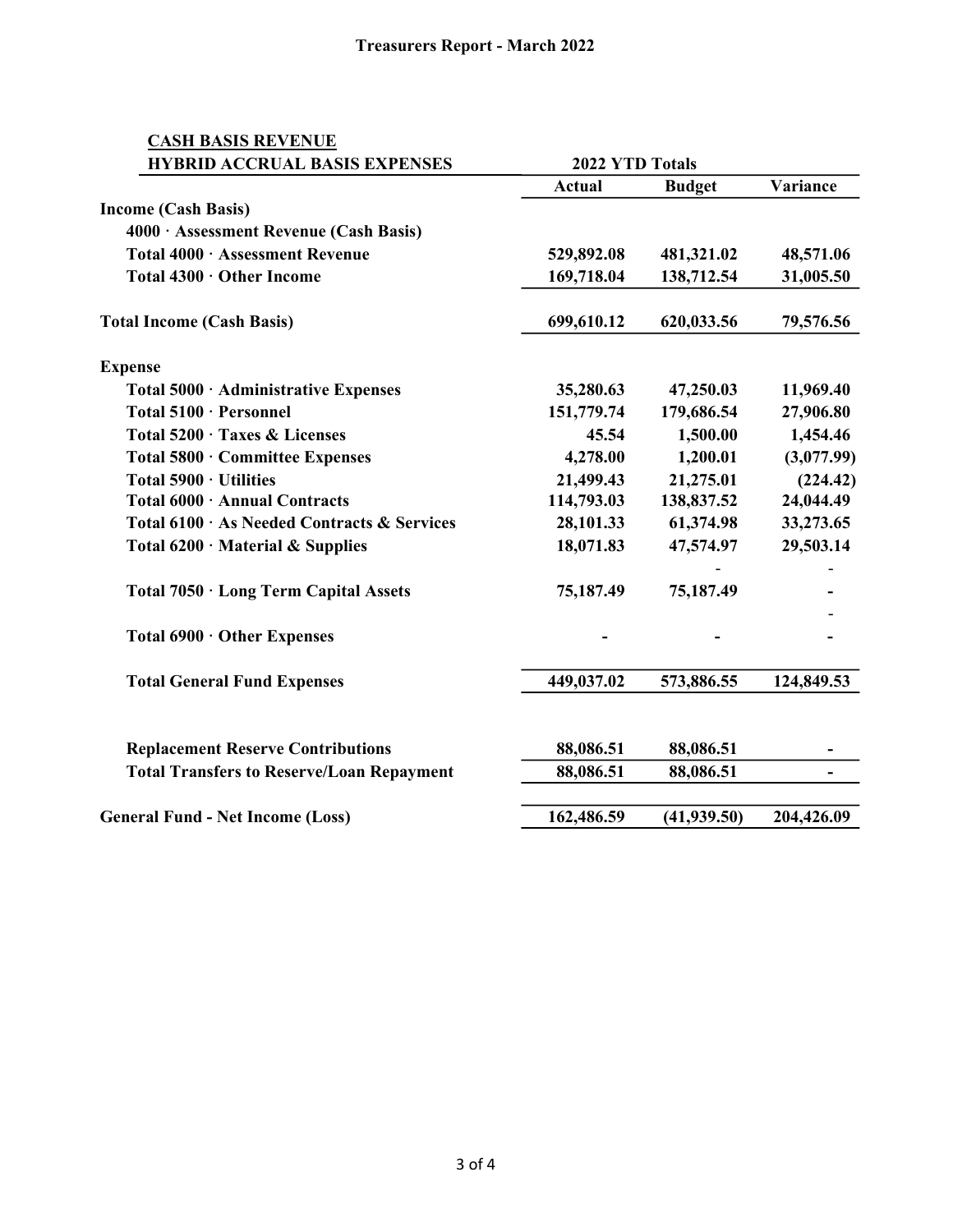# Treasurers Report - March 2022

| CASH BASIS REVENUE<br>HYBRID ACCRUAL BASIS EXPENSES | 2022 YTD Totals | | |
|---|---|---|---|
| | **Actual** | **Budget** | **Variance** |
| **Income (Cash Basis)** | | | |
| **4000 · Assessment Revenue (Cash Basis)** | | | |
| **Total 4000 · Assessment Revenue** | **529,892.08** | **481,321.02** | **48,571.06** |
| **Total 4300 · Other Income** | **169,718.04** | **138,712.54** | **31,005.50** |
| **Total Income (Cash Basis)** | **699,610.12** | **620,033.56** | **79,576.56** |
| **Expense** | | | |
| **Total 5000 · Administrative Expenses** | **35,280.63** | **47,250.03** | **11,969.40** |
| **Total 5100 · Personnel** | **151,779.74** | **179,686.54** | **27,906.80** |
| **Total 5200 · Taxes & Licenses** | **45.54** | **1,500.00** | **1,454.46** |
| **Total 5800 · Committee Expenses** | **4,278.00** | **1,200.01** | **(3,077.99)** |
| **Total 5900 · Utilities** | **21,499.43** | **21,275.01** | **(224.42)** |
| **Total 6000 · Annual Contracts** | **114,793.03** | **138,837.52** | **24,044.49** |
| **Total 6100 · As Needed Contracts & Services** | **28,101.33** | **61,374.98** | **33,273.65** |
| **Total 6200 · Material & Supplies** | **18,071.83** | **47,574.97** | **29,503.14** |
| | | - | - |
| **Total 7050 · Long Term Capital Assets** | **75,187.49** | **75,187.49** | **-** |
| | | | - |
| **Total 6900 · Other Expenses** | **-** | **-** | **-** |
| **Total General Fund Expenses** | **449,037.02** | **573,886.55** | **124,849.53** |
| **Replacement Reserve Contributions** | **88,086.51** | **88,086.51** | **-** |
| **Total Transfers to Reserve/Loan Repayment** | **88,086.51** | **88,086.51** | **-** |
| **General Fund - Net Income (Loss)** | **162,486.59** | **(41,939.50)** | **204,426.09** |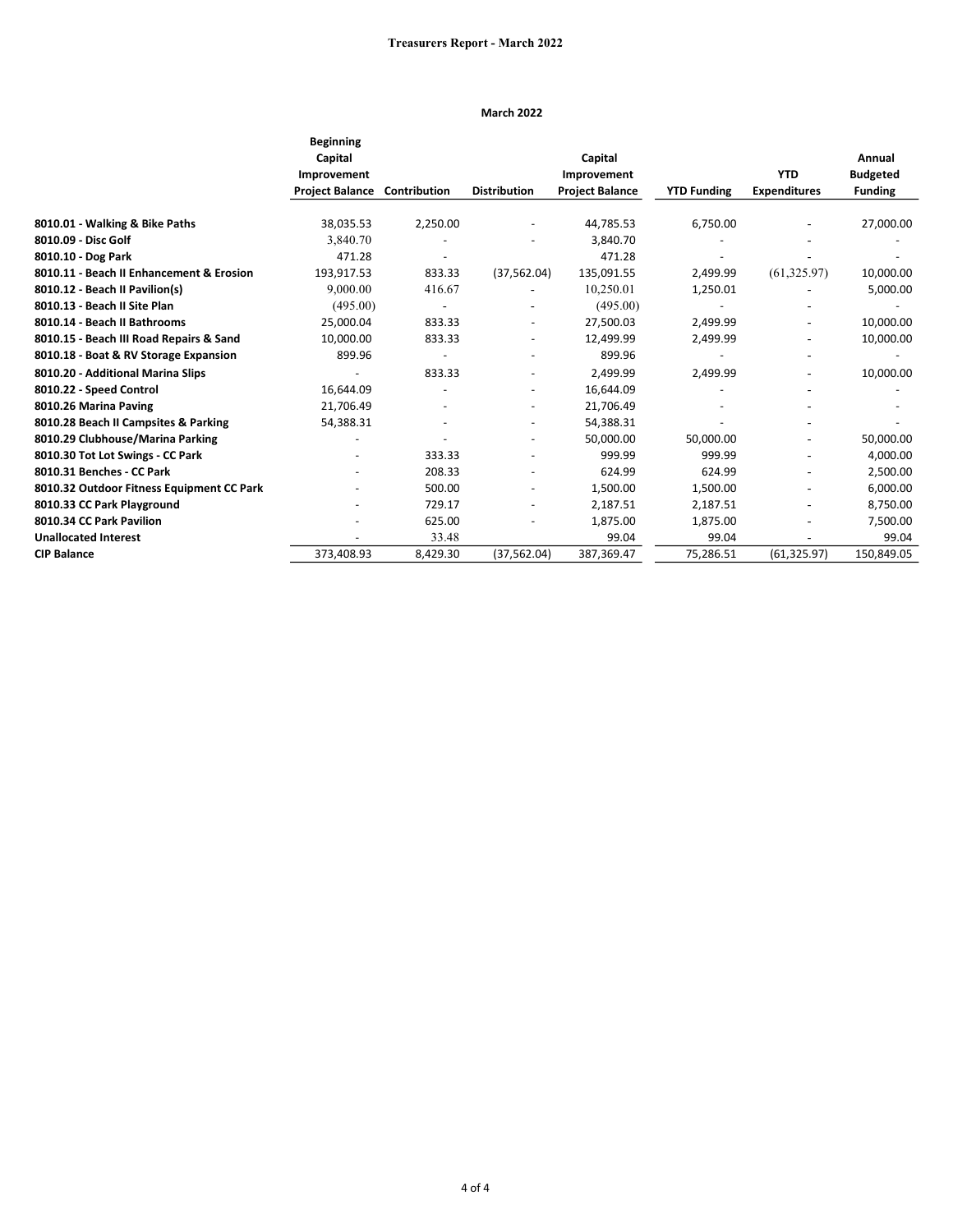# Treasurers Report - March 2022

## March 2022

| | Beginning Capital Improvement Project Balance | Contribution | Distribution | Capital Improvement Project Balance | YTD Funding | YTD Expenditures | Annual Budgeted Funding |
|---|---|---|---|---|---|---|---|
| **8010.01 - Walking & Bike Paths** | 38,035.53 | 2,250.00 | - | 44,785.53 | 6,750.00 | - | 27,000.00 |
| **8010.09 - Disc Golf** | 3,840.70 | - | - | 3,840.70 | - | - | - |
| **8010.10 - Dog Park** | 471.28 | - | | 471.28 | - | - | - |
| **8010.11 - Beach II Enhancement & Erosion** | 193,917.53 | 833.33 | (37,562.04) | 135,091.55 | 2,499.99 | (61,325.97) | 10,000.00 |
| **8010.12 - Beach II Pavilion(s)** | 9,000.00 | 416.67 | - | 10,250.01 | 1,250.01 | - | 5,000.00 |
| **8010.13 - Beach II Site Plan** | (495.00) | - | - | (495.00) | - | - | - |
| **8010.14 - Beach II Bathrooms** | 25,000.04 | 833.33 | - | 27,500.03 | 2,499.99 | - | 10,000.00 |
| **8010.15 - Beach III Road Repairs & Sand** | 10,000.00 | 833.33 | - | 12,499.99 | 2,499.99 | - | 10,000.00 |
| **8010.18 - Boat & RV Storage Expansion** | 899.96 | - | - | 899.96 | - | - | - |
| **8010.20 - Additional Marina Slips** | - | 833.33 | - | 2,499.99 | 2,499.99 | - | 10,000.00 |
| **8010.22 - Speed Control** | 16,644.09 | - | - | 16,644.09 | - | - | - |
| **8010.26 Marina Paving** | 21,706.49 | - | - | 21,706.49 | - | - | - |
| **8010.28 Beach II Campsites & Parking** | 54,388.31 | - | - | 54,388.31 | - | - | - |
| **8010.29 Clubhouse/Marina Parking** | - | - | - | 50,000.00 | 50,000.00 | - | 50,000.00 |
| **8010.30 Tot Lot Swings - CC Park** | - | 333.33 | - | 999.99 | 999.99 | - | 4,000.00 |
| **8010.31 Benches - CC Park** | - | 208.33 | - | 624.99 | 624.99 | - | 2,500.00 |
| **8010.32 Outdoor Fitness Equipment CC Park** | - | 500.00 | - | 1,500.00 | 1,500.00 | - | 6,000.00 |
| **8010.33 CC Park Playground** | - | 729.17 | - | 2,187.51 | 2,187.51 | - | 8,750.00 |
| **8010.34 CC Park Pavilion** | - | 625.00 | - | 1,875.00 | 1,875.00 | - | 7,500.00 |
| **Unallocated Interest** | - | 33.48 | | 99.04 | 99.04 | - | 99.04 |
| **CIP Balance** | 373,408.93 | 8,429.30 | (37,562.04) | 387,369.47 | 75,286.51 | (61,325.97) | 150,849.05 |